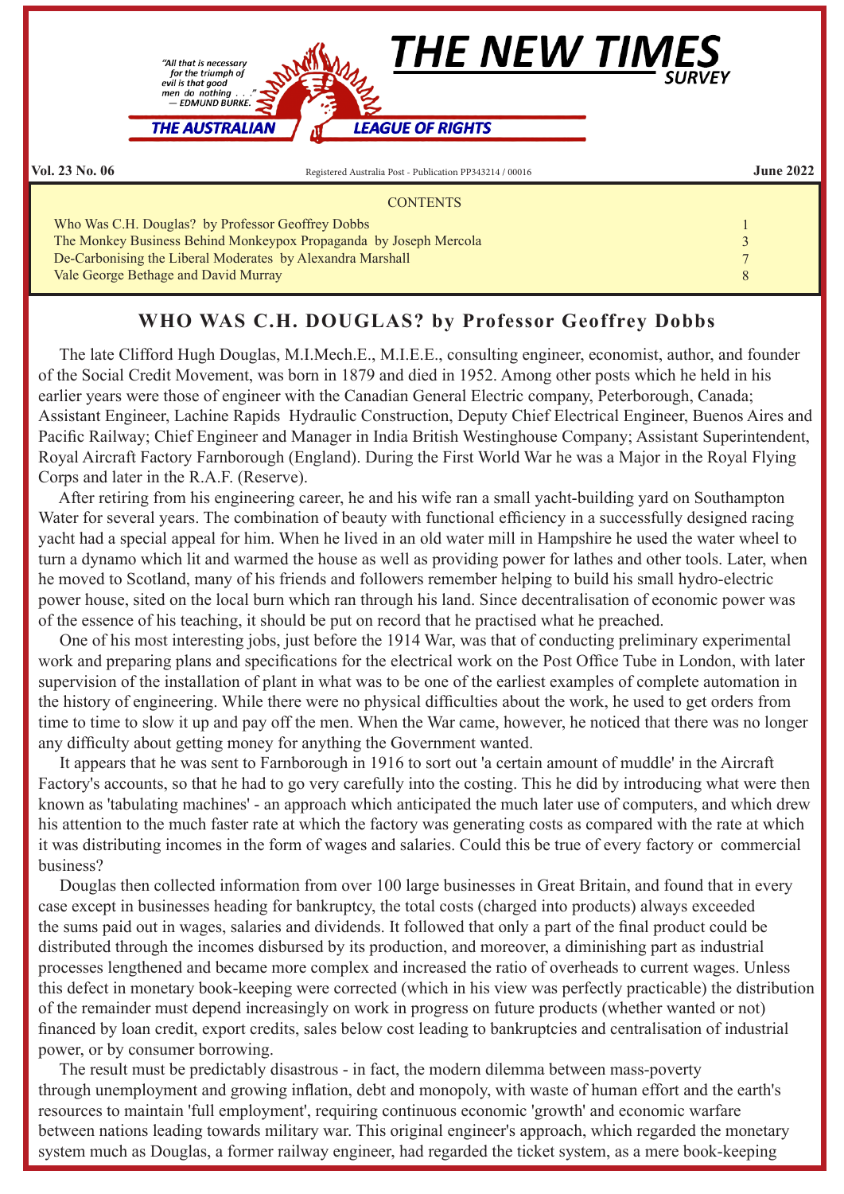"All that is necessary for the triumph of evil is that good men do nothing . . ." — EDMUND BURKE.

# THE NEW TIMES SURVEY

THE AUSTRALIAN LEAGUE OF RIGHTS

**Vol. 23 No. 06** Registered Australia Post - Publication PP343214 / 00016 **June 2022**

CONTENTS

| | |
|---|---|
| Who Was C.H. Douglas? by Professor Geoffrey Dobbs | 1 |
| The Monkey Business Behind Monkeypox Propaganda by Joseph Mercola | 3 |
| De-Carbonising the Liberal Moderates by Alexandra Marshall | 7 |
| Vale George Bethage and David Murray | 8 |

## WHO WAS C.H. DOUGLAS? by Professor Geoffrey Dobbs

The late Clifford Hugh Douglas, M.I.Mech.E., M.I.E.E., consulting engineer, economist, author, and founder of the Social Credit Movement, was born in 1879 and died in 1952. Among other posts which he held in his earlier years were those of engineer with the Canadian General Electric company, Peterborough, Canada; Assistant Engineer, Lachine Rapids Hydraulic Construction, Deputy Chief Electrical Engineer, Buenos Aires and Pacific Railway; Chief Engineer and Manager in India British Westinghouse Company; Assistant Superintendent, Royal Aircraft Factory Farnborough (England). During the First World War he was a Major in the Royal Flying Corps and later in the R.A.F. (Reserve).

After retiring from his engineering career, he and his wife ran a small yacht-building yard on Southampton Water for several years. The combination of beauty with functional efficiency in a successfully designed racing yacht had a special appeal for him. When he lived in an old water mill in Hampshire he used the water wheel to turn a dynamo which lit and warmed the house as well as providing power for lathes and other tools. Later, when he moved to Scotland, many of his friends and followers remember helping to build his small hydro-electric power house, sited on the local burn which ran through his land. Since decentralisation of economic power was of the essence of his teaching, it should be put on record that he practised what he preached.

One of his most interesting jobs, just before the 1914 War, was that of conducting preliminary experimental work and preparing plans and specifications for the electrical work on the Post Office Tube in London, with later supervision of the installation of plant in what was to be one of the earliest examples of complete automation in the history of engineering. While there were no physical difficulties about the work, he used to get orders from time to time to slow it up and pay off the men. When the War came, however, he noticed that there was no longer any difficulty about getting money for anything the Government wanted.

It appears that he was sent to Farnborough in 1916 to sort out 'a certain amount of muddle' in the Aircraft Factory's accounts, so that he had to go very carefully into the costing. This he did by introducing what were then known as 'tabulating machines' - an approach which anticipated the much later use of computers, and which drew his attention to the much faster rate at which the factory was generating costs as compared with the rate at which it was distributing incomes in the form of wages and salaries. Could this be true of every factory or commercial business?

Douglas then collected information from over 100 large businesses in Great Britain, and found that in every case except in businesses heading for bankruptcy, the total costs (charged into products) always exceeded the sums paid out in wages, salaries and dividends. It followed that only a part of the final product could be distributed through the incomes disbursed by its production, and moreover, a diminishing part as industrial processes lengthened and became more complex and increased the ratio of overheads to current wages. Unless this defect in monetary book-keeping were corrected (which in his view was perfectly practicable) the distribution of the remainder must depend increasingly on work in progress on future products (whether wanted or not) financed by loan credit, export credits, sales below cost leading to bankruptcies and centralisation of industrial power, or by consumer borrowing.

The result must be predictably disastrous - in fact, the modern dilemma between mass-poverty through unemployment and growing inflation, debt and monopoly, with waste of human effort and the earth's resources to maintain 'full employment', requiring continuous economic 'growth' and economic warfare between nations leading towards military war. This original engineer's approach, which regarded the monetary system much as Douglas, a former railway engineer, had regarded the ticket system, as a mere book-keeping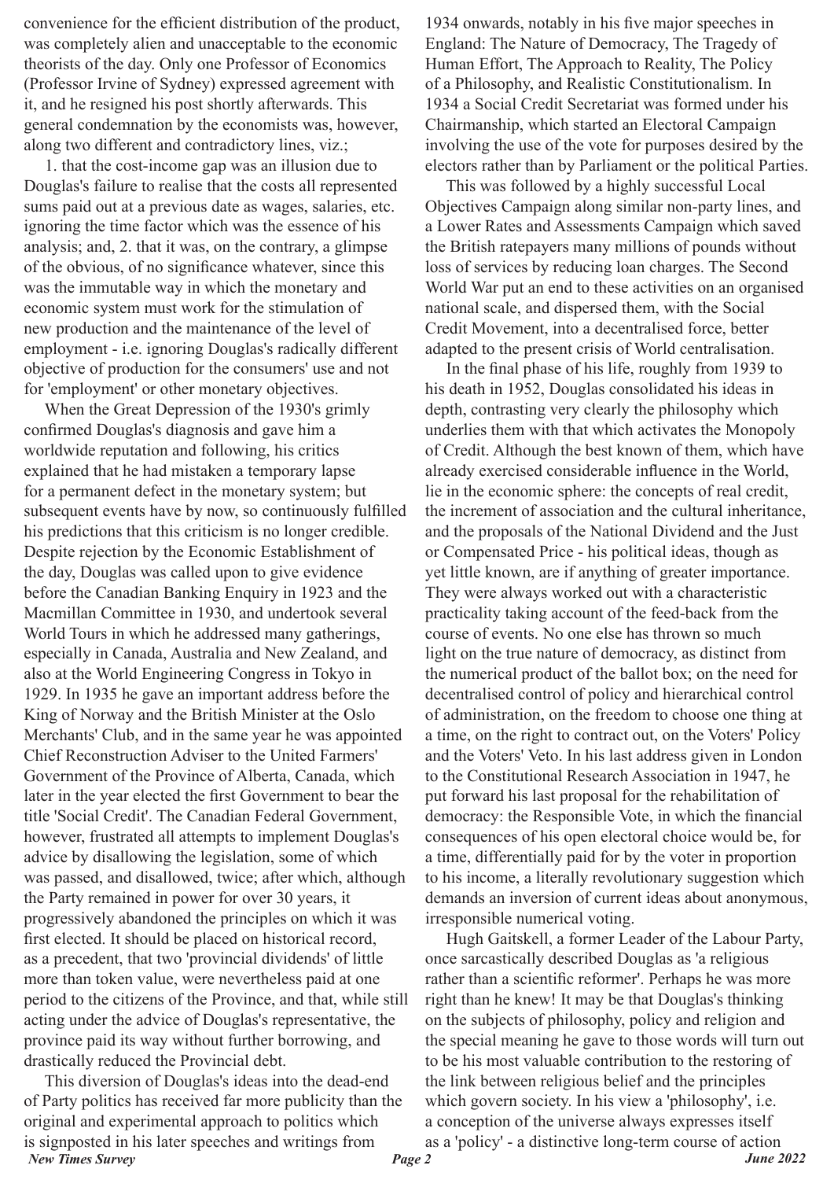convenience for the efficient distribution of the product, was completely alien and unacceptable to the economic theorists of the day. Only one Professor of Economics (Professor Irvine of Sydney) expressed agreement with it, and he resigned his post shortly afterwards. This general condemnation by the economists was, however, along two different and contradictory lines, viz.;

1. that the cost-income gap was an illusion due to Douglas's failure to realise that the costs all represented sums paid out at a previous date as wages, salaries, etc. ignoring the time factor which was the essence of his analysis; and, 2. that it was, on the contrary, a glimpse of the obvious, of no significance whatever, since this was the immutable way in which the monetary and economic system must work for the stimulation of new production and the maintenance of the level of employment - i.e. ignoring Douglas's radically different objective of production for the consumers' use and not for 'employment' or other monetary objectives.

When the Great Depression of the 1930's grimly confirmed Douglas's diagnosis and gave him a worldwide reputation and following, his critics explained that he had mistaken a temporary lapse for a permanent defect in the monetary system; but subsequent events have by now, so continuously fulfilled his predictions that this criticism is no longer credible. Despite rejection by the Economic Establishment of the day, Douglas was called upon to give evidence before the Canadian Banking Enquiry in 1923 and the Macmillan Committee in 1930, and undertook several World Tours in which he addressed many gatherings, especially in Canada, Australia and New Zealand, and also at the World Engineering Congress in Tokyo in 1929. In 1935 he gave an important address before the King of Norway and the British Minister at the Oslo Merchants' Club, and in the same year he was appointed Chief Reconstruction Adviser to the United Farmers' Government of the Province of Alberta, Canada, which later in the year elected the first Government to bear the title 'Social Credit'. The Canadian Federal Government, however, frustrated all attempts to implement Douglas's advice by disallowing the legislation, some of which was passed, and disallowed, twice; after which, although the Party remained in power for over 30 years, it progressively abandoned the principles on which it was first elected. It should be placed on historical record, as a precedent, that two 'provincial dividends' of little more than token value, were nevertheless paid at one period to the citizens of the Province, and that, while still acting under the advice of Douglas's representative, the province paid its way without further borrowing, and drastically reduced the Provincial debt.

This diversion of Douglas's ideas into the dead-end of Party politics has received far more publicity than the original and experimental approach to politics which is signposted in his later speeches and writings from 1934 onwards, notably in his five major speeches in England: The Nature of Democracy, The Tragedy of Human Effort, The Approach to Reality, The Policy of a Philosophy, and Realistic Constitutionalism. In 1934 a Social Credit Secretariat was formed under his Chairmanship, which started an Electoral Campaign involving the use of the vote for purposes desired by the electors rather than by Parliament or the political Parties.

This was followed by a highly successful Local Objectives Campaign along similar non-party lines, and a Lower Rates and Assessments Campaign which saved the British ratepayers many millions of pounds without loss of services by reducing loan charges. The Second World War put an end to these activities on an organised national scale, and dispersed them, with the Social Credit Movement, into a decentralised force, better adapted to the present crisis of World centralisation.

In the final phase of his life, roughly from 1939 to his death in 1952, Douglas consolidated his ideas in depth, contrasting very clearly the philosophy which underlies them with that which activates the Monopoly of Credit. Although the best known of them, which have already exercised considerable influence in the World, lie in the economic sphere: the concepts of real credit, the increment of association and the cultural inheritance, and the proposals of the National Dividend and the Just or Compensated Price - his political ideas, though as yet little known, are if anything of greater importance. They were always worked out with a characteristic practicality taking account of the feed-back from the course of events. No one else has thrown so much light on the true nature of democracy, as distinct from the numerical product of the ballot box; on the need for decentralised control of policy and hierarchical control of administration, on the freedom to choose one thing at a time, on the right to contract out, on the Voters' Policy and the Voters' Veto. In his last address given in London to the Constitutional Research Association in 1947, he put forward his last proposal for the rehabilitation of democracy: the Responsible Vote, in which the financial consequences of his open electoral choice would be, for a time, differentially paid for by the voter in proportion to his income, a literally revolutionary suggestion which demands an inversion of current ideas about anonymous, irresponsible numerical voting.

Hugh Gaitskell, a former Leader of the Labour Party, once sarcastically described Douglas as 'a religious rather than a scientific reformer'. Perhaps he was more right than he knew! It may be that Douglas's thinking on the subjects of philosophy, policy and religion and the special meaning he gave to those words will turn out to be his most valuable contribution to the restoring of the link between religious belief and the principles which govern society. In his view a 'philosophy', i.e. a conception of the universe always expresses itself as a 'policy' - a distinctive long-term course of action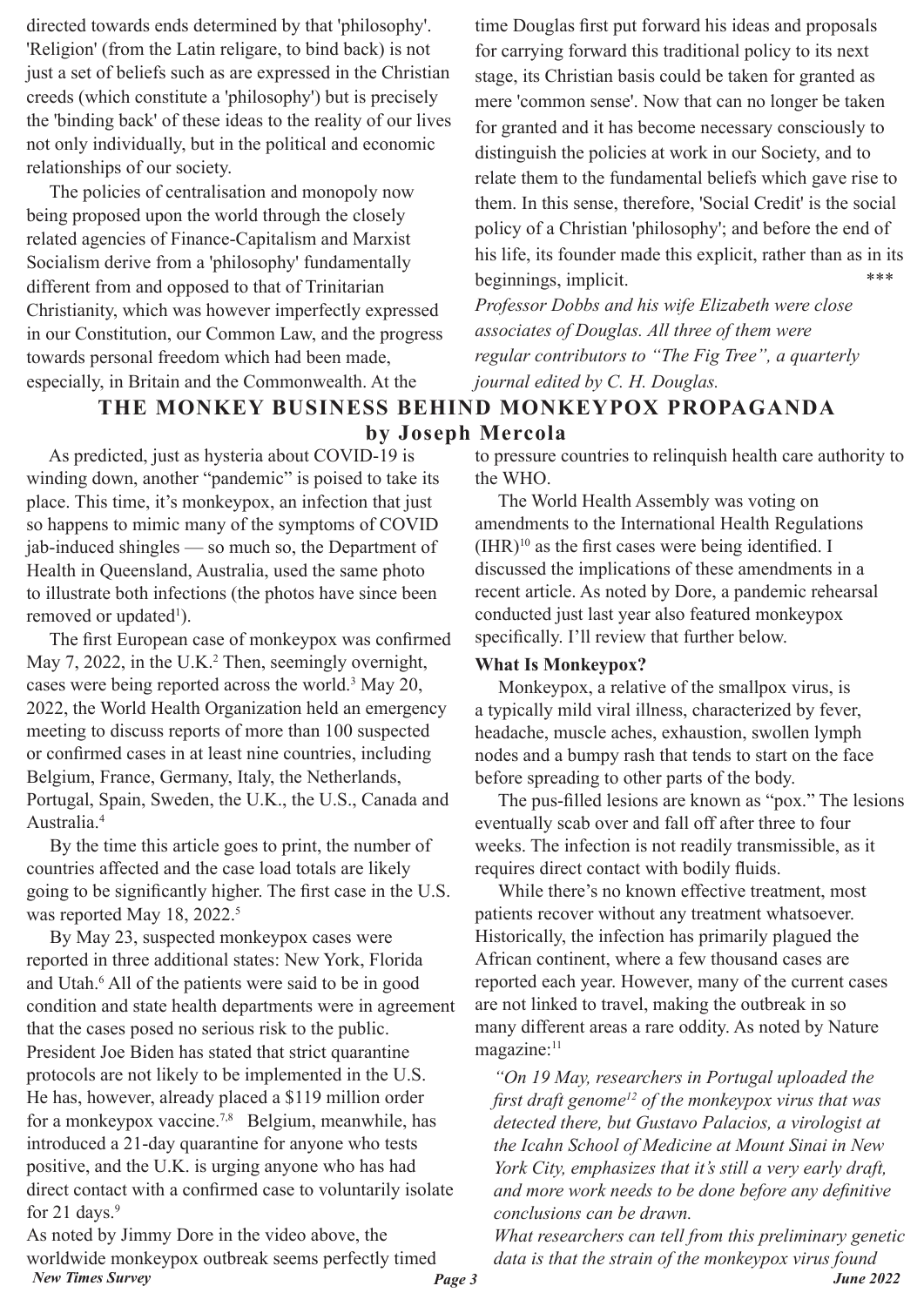directed towards ends determined by that 'philosophy'. 'Religion' (from the Latin religare, to bind back) is not just a set of beliefs such as are expressed in the Christian creeds (which constitute a 'philosophy') but is precisely the 'binding back' of these ideas to the reality of our lives not only individually, but in the political and economic relationships of our society.

The policies of centralisation and monopoly now being proposed upon the world through the closely related agencies of Finance-Capitalism and Marxist Socialism derive from a 'philosophy' fundamentally different from and opposed to that of Trinitarian Christianity, which was however imperfectly expressed in our Constitution, our Common Law, and the progress towards personal freedom which had been made, especially, in Britain and the Commonwealth. At the time Douglas first put forward his ideas and proposals for carrying forward this traditional policy to its next stage, its Christian basis could be taken for granted as mere 'common sense'. Now that can no longer be taken for granted and it has become necessary consciously to distinguish the policies at work in our Society, and to relate them to the fundamental beliefs which gave rise to them. In this sense, therefore, 'Social Credit' is the social policy of a Christian 'philosophy'; and before the end of his life, its founder made this explicit, rather than as in its beginnings, implicit. ***

*Professor Dobbs and his wife Elizabeth were close associates of Douglas. All three of them were regular contributors to "The Fig Tree", a quarterly journal edited by C. H. Douglas.*

## THE MONKEY BUSINESS BEHIND MONKEYPOX PROPAGANDA

### by Joseph Mercola

As predicted, just as hysteria about COVID-19 is winding down, another "pandemic" is poised to take its place. This time, it's monkeypox, an infection that just so happens to mimic many of the symptoms of COVID jab-induced shingles — so much so, the Department of Health in Queensland, Australia, used the same photo to illustrate both infections (the photos have since been removed or updated[1]).

The first European case of monkeypox was confirmed May 7, 2022, in the U.K.[2] Then, seemingly overnight, cases were being reported across the world.[3] May 20, 2022, the World Health Organization held an emergency meeting to discuss reports of more than 100 suspected or confirmed cases in at least nine countries, including Belgium, France, Germany, Italy, the Netherlands, Portugal, Spain, Sweden, the U.K., the U.S., Canada and Australia.[4]

By the time this article goes to print, the number of countries affected and the case load totals are likely going to be significantly higher. The first case in the U.S. was reported May 18, 2022.[5]

By May 23, suspected monkeypox cases were reported in three additional states: New York, Florida and Utah.[6] All of the patients were said to be in good condition and state health departments were in agreement that the cases posed no serious risk to the public. President Joe Biden has stated that strict quarantine protocols are not likely to be implemented in the U.S. He has, however, already placed a $119 million order for a monkeypox vaccine.[7,8] Belgium, meanwhile, has introduced a 21-day quarantine for anyone who tests positive, and the U.K. is urging anyone who has had direct contact with a confirmed case to voluntarily isolate for 21 days.[9]

As noted by Jimmy Dore in the video above, the worldwide monkeypox outbreak seems perfectly timed to pressure countries to relinquish health care authority to the WHO.

The World Health Assembly was voting on amendments to the International Health Regulations (IHR)[10] as the first cases were being identified. I discussed the implications of these amendments in a recent article. As noted by Dore, a pandemic rehearsal conducted just last year also featured monkeypox specifically. I'll review that further below.

**What Is Monkeypox?**

Monkeypox, a relative of the smallpox virus, is a typically mild viral illness, characterized by fever, headache, muscle aches, exhaustion, swollen lymph nodes and a bumpy rash that tends to start on the face before spreading to other parts of the body.

The pus-filled lesions are known as "pox." The lesions eventually scab over and fall off after three to four weeks. The infection is not readily transmissible, as it requires direct contact with bodily fluids.

While there's no known effective treatment, most patients recover without any treatment whatsoever. Historically, the infection has primarily plagued the African continent, where a few thousand cases are reported each year. However, many of the current cases are not linked to travel, making the outbreak in so many different areas a rare oddity. As noted by Nature magazine:[11]

> *"On 19 May, researchers in Portugal uploaded the first draft genome[12] of the monkeypox virus that was detected there, but Gustavo Palacios, a virologist at the Icahn School of Medicine at Mount Sinai in New York City, emphasizes that it's still a very early draft, and more work needs to be done before any definitive conclusions can be drawn.*
>
> *What researchers can tell from this preliminary genetic data is that the strain of the monkeypox virus found*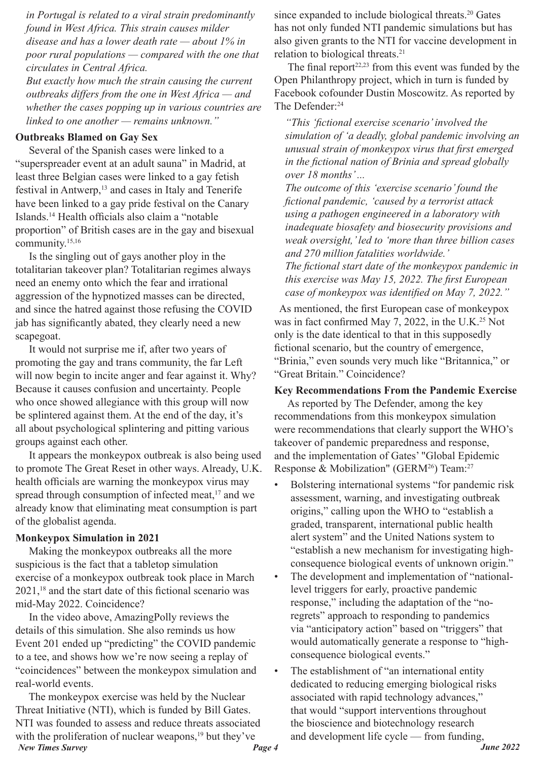*in Portugal is related to a viral strain predominantly found in West Africa. This strain causes milder disease and has a lower death rate — about 1% in poor rural populations — compared with the one that circulates in Central Africa.*

*But exactly how much the strain causing the current outbreaks differs from the one in West Africa — and whether the cases popping up in various countries are linked to one another — remains unknown."*

**Outbreaks Blamed on Gay Sex**

Several of the Spanish cases were linked to a "superspreader event at an adult sauna" in Madrid, at least three Belgian cases were linked to a gay fetish festival in Antwerp,[13] and cases in Italy and Tenerife have been linked to a gay pride festival on the Canary Islands.[14] Health officials also claim a "notable proportion" of British cases are in the gay and bisexual community.[15,16]

Is the singling out of gays another ploy in the totalitarian takeover plan? Totalitarian regimes always need an enemy onto which the fear and irrational aggression of the hypnotized masses can be directed, and since the hatred against those refusing the COVID jab has significantly abated, they clearly need a new scapegoat.

It would not surprise me if, after two years of promoting the gay and trans community, the far Left will now begin to incite anger and fear against it. Why? Because it causes confusion and uncertainty. People who once showed allegiance with this group will now be splintered against them. At the end of the day, it's all about psychological splintering and pitting various groups against each other.

It appears the monkeypox outbreak is also being used to promote The Great Reset in other ways. Already, U.K. health officials are warning the monkeypox virus may spread through consumption of infected meat,[17] and we already know that eliminating meat consumption is part of the globalist agenda.

**Monkeypox Simulation in 2021**

Making the monkeypox outbreaks all the more suspicious is the fact that a tabletop simulation exercise of a monkeypox outbreak took place in March 2021,[18] and the start date of this fictional scenario was mid-May 2022. Coincidence?

In the video above, AmazingPolly reviews the details of this simulation. She also reminds us how Event 201 ended up "predicting" the COVID pandemic to a tee, and shows how we're now seeing a replay of "coincidences" between the monkeypox simulation and real-world events.

The monkeypox exercise was held by the Nuclear Threat Initiative (NTI), which is funded by Bill Gates. NTI was founded to assess and reduce threats associated with the proliferation of nuclear weapons,[19] but they've since expanded to include biological threats.[20] Gates has not only funded NTI pandemic simulations but has also given grants to the NTI for vaccine development in relation to biological threats.[21]

The final report[22,23] from this event was funded by the Open Philanthropy project, which in turn is funded by Facebook cofounder Dustin Moscowitz. As reported by The Defender:[24]

*"This 'fictional exercise scenario' involved the simulation of 'a deadly, global pandemic involving an unusual strain of monkeypox virus that first emerged in the fictional nation of Brinia and spread globally over 18 months'…*

*The outcome of this 'exercise scenario' found the fictional pandemic, 'caused by a terrorist attack using a pathogen engineered in a laboratory with inadequate biosafety and biosecurity provisions and weak oversight,' led to 'more than three billion cases and 270 million fatalities worldwide.'*

*The fictional start date of the monkeypox pandemic in this exercise was May 15, 2022. The first European case of monkeypox was identified on May 7, 2022."*

As mentioned, the first European case of monkeypox was in fact confirmed May 7, 2022, in the U.K.[25] Not only is the date identical to that in this supposedly fictional scenario, but the country of emergence, "Brinia," even sounds very much like "Britannica," or "Great Britain." Coincidence?

**Key Recommendations From the Pandemic Exercise**

As reported by The Defender, among the key recommendations from this monkeypox simulation were recommendations that clearly support the WHO's takeover of pandemic preparedness and response, and the implementation of Gates' "Global Epidemic Response & Mobilization" (GERM[26]) Team:[27]

- Bolstering international systems "for pandemic risk assessment, warning, and investigating outbreak origins," calling upon the WHO to "establish a graded, transparent, international public health alert system" and the United Nations system to "establish a new mechanism for investigating high-consequence biological events of unknown origin."
- The development and implementation of "national-level triggers for early, proactive pandemic response," including the adaptation of the "no-regrets" approach to responding to pandemics via "anticipatory action" based on "triggers" that would automatically generate a response to "high-consequence biological events."
- The establishment of "an international entity dedicated to reducing emerging biological risks associated with rapid technology advances," that would "support interventions throughout the bioscience and biotechnology research and development life cycle — from funding,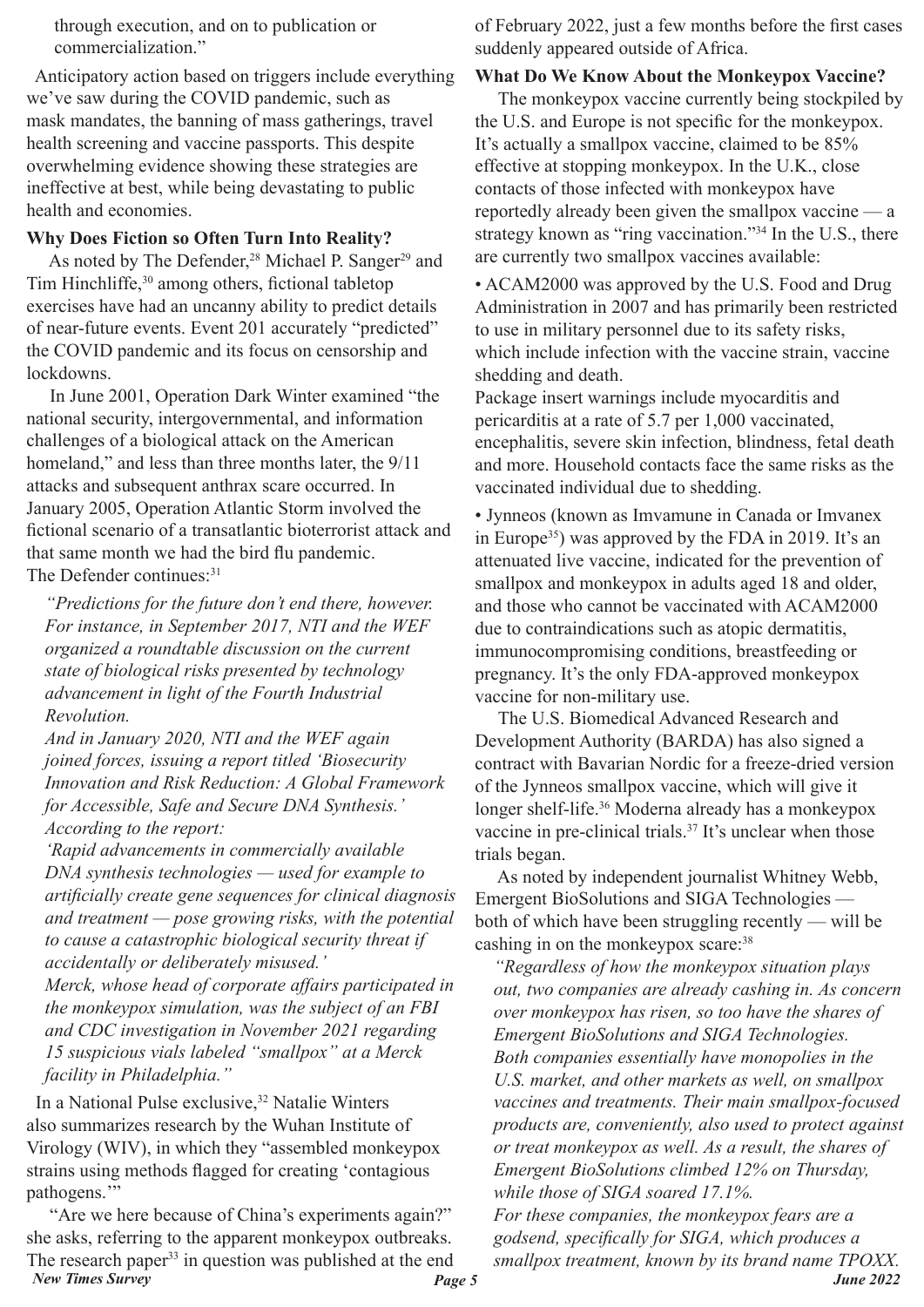through execution, and on to publication or commercialization."

Anticipatory action based on triggers include everything we've saw during the COVID pandemic, such as mask mandates, the banning of mass gatherings, travel health screening and vaccine passports. This despite overwhelming evidence showing these strategies are ineffective at best, while being devastating to public health and economies.

**Why Does Fiction so Often Turn Into Reality?**

As noted by The Defender,[28] Michael P. Sanger[29] and Tim Hinchliffe,[30] among others, fictional tabletop exercises have had an uncanny ability to predict details of near-future events. Event 201 accurately "predicted" the COVID pandemic and its focus on censorship and lockdowns.

In June 2001, Operation Dark Winter examined "the national security, intergovernmental, and information challenges of a biological attack on the American homeland," and less than three months later, the 9/11 attacks and subsequent anthrax scare occurred. In January 2005, Operation Atlantic Storm involved the fictional scenario of a transatlantic bioterrorist attack and that same month we had the bird flu pandemic. The Defender continues:[31]

*"Predictions for the future don't end there, however. For instance, in September 2017, NTI and the WEF organized a roundtable discussion on the current state of biological risks presented by technology advancement in light of the Fourth Industrial Revolution.*

*And in January 2020, NTI and the WEF again joined forces, issuing a report titled 'Biosecurity Innovation and Risk Reduction: A Global Framework for Accessible, Safe and Secure DNA Synthesis.' According to the report:*

*'Rapid advancements in commercially available DNA synthesis technologies — used for example to artificially create gene sequences for clinical diagnosis and treatment — pose growing risks, with the potential to cause a catastrophic biological security threat if accidentally or deliberately misused.'*

*Merck, whose head of corporate affairs participated in the monkeypox simulation, was the subject of an FBI and CDC investigation in November 2021 regarding 15 suspicious vials labeled "smallpox" at a Merck facility in Philadelphia."*

In a National Pulse exclusive,[32] Natalie Winters also summarizes research by the Wuhan Institute of Virology (WIV), in which they "assembled monkeypox strains using methods flagged for creating 'contagious pathogens.'"

"Are we here because of China's experiments again?" she asks, referring to the apparent monkeypox outbreaks. The research paper[33] in question was published at the end of February 2022, just a few months before the first cases suddenly appeared outside of Africa.

**What Do We Know About the Monkeypox Vaccine?**

The monkeypox vaccine currently being stockpiled by the U.S. and Europe is not specific for the monkeypox. It's actually a smallpox vaccine, claimed to be 85% effective at stopping monkeypox. In the U.K., close contacts of those infected with monkeypox have reportedly already been given the smallpox vaccine — a strategy known as "ring vaccination."[34] In the U.S., there are currently two smallpox vaccines available:

- ACAM2000 was approved by the U.S. Food and Drug Administration in 2007 and has primarily been restricted to use in military personnel due to its safety risks, which include infection with the vaccine strain, vaccine shedding and death.
  Package insert warnings include myocarditis and pericarditis at a rate of 5.7 per 1,000 vaccinated, encephalitis, severe skin infection, blindness, fetal death and more. Household contacts face the same risks as the vaccinated individual due to shedding.
- Jynneos (known as Imvamune in Canada or Imvanex in Europe[35]) was approved by the FDA in 2019. It's an attenuated live vaccine, indicated for the prevention of smallpox and monkeypox in adults aged 18 and older, and those who cannot be vaccinated with ACAM2000 due to contraindications such as atopic dermatitis, immunocompromising conditions, breastfeeding or pregnancy. It's the only FDA-approved monkeypox vaccine for non-military use.

The U.S. Biomedical Advanced Research and Development Authority (BARDA) has also signed a contract with Bavarian Nordic for a freeze-dried version of the Jynneos smallpox vaccine, which will give it longer shelf-life.[36] Moderna already has a monkeypox vaccine in pre-clinical trials.[37] It's unclear when those trials began.

As noted by independent journalist Whitney Webb, Emergent BioSolutions and SIGA Technologies — both of which have been struggling recently — will be cashing in on the monkeypox scare:[38]

*"Regardless of how the monkeypox situation plays out, two companies are already cashing in. As concern over monkeypox has risen, so too have the shares of Emergent BioSolutions and SIGA Technologies.*

*Both companies essentially have monopolies in the U.S. market, and other markets as well, on smallpox vaccines and treatments. Their main smallpox-focused products are, conveniently, also used to protect against or treat monkeypox as well. As a result, the shares of Emergent BioSolutions climbed 12% on Thursday, while those of SIGA soared 17.1%.*

*For these companies, the monkeypox fears are a godsend, specifically for SIGA, which produces a smallpox treatment, known by its brand name TPOXX.*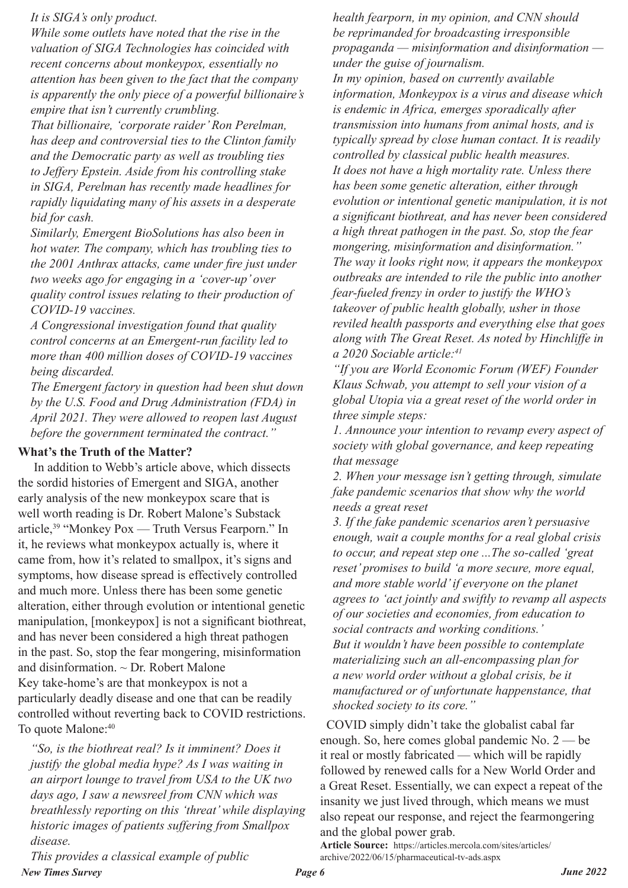*It is SIGA's only product.*

*While some outlets have noted that the rise in the valuation of SIGA Technologies has coincided with recent concerns about monkeypox, essentially no attention has been given to the fact that the company is apparently the only piece of a powerful billionaire's empire that isn't currently crumbling.*

*That billionaire, 'corporate raider' Ron Perelman, has deep and controversial ties to the Clinton family and the Democratic party as well as troubling ties to Jeffery Epstein. Aside from his controlling stake in SIGA, Perelman has recently made headlines for rapidly liquidating many of his assets in a desperate bid for cash.*

*Similarly, Emergent BioSolutions has also been in hot water. The company, which has troubling ties to the 2001 Anthrax attacks, came under fire just under two weeks ago for engaging in a 'cover-up' over quality control issues relating to their production of COVID-19 vaccines.*

*A Congressional investigation found that quality control concerns at an Emergent-run facility led to more than 400 million doses of COVID-19 vaccines being discarded.*

*The Emergent factory in question had been shut down by the U.S. Food and Drug Administration (FDA) in April 2021. They were allowed to reopen last August before the government terminated the contract."*

**What's the Truth of the Matter?**

In addition to Webb's article above, which dissects the sordid histories of Emergent and SIGA, another early analysis of the new monkeypox scare that is well worth reading is Dr. Robert Malone's Substack article,[39] "Monkey Pox — Truth Versus Fearporn." In it, he reviews what monkeypox actually is, where it came from, how it's related to smallpox, it's signs and symptoms, how disease spread is effectively controlled and much more. Unless there has been some genetic alteration, either through evolution or intentional genetic manipulation, [monkeypox] is not a significant biothreat, and has never been considered a high threat pathogen in the past. So, stop the fear mongering, misinformation and disinformation. ~ Dr. Robert Malone

Key take-home's are that monkeypox is not a particularly deadly disease and one that can be readily controlled without reverting back to COVID restrictions. To quote Malone:[40]

*"So, is the biothreat real? Is it imminent? Does it justify the global media hype? As I was waiting in an airport lounge to travel from USA to the UK two days ago, I saw a newsreel from CNN which was breathlessly reporting on this 'threat' while displaying historic images of patients suffering from Smallpox disease.*

*This provides a classical example of public health fearporn, in my opinion, and CNN should be reprimanded for broadcasting irresponsible propaganda — misinformation and disinformation — under the guise of journalism.*

*In my opinion, based on currently available information, Monkeypox is a virus and disease which is endemic in Africa, emerges sporadically after transmission into humans from animal hosts, and is typically spread by close human contact. It is readily controlled by classical public health measures.*

*It does not have a high mortality rate. Unless there has been some genetic alteration, either through evolution or intentional genetic manipulation, it is not a significant biothreat, and has never been considered a high threat pathogen in the past. So, stop the fear mongering, misinformation and disinformation."*

*The way it looks right now, it appears the monkeypox outbreaks are intended to rile the public into another fear-fueled frenzy in order to justify the WHO's takeover of public health globally, usher in those reviled health passports and everything else that goes along with The Great Reset. As noted by Hinchliffe in a 2020 Sociable article:[41]*

*"If you are World Economic Forum (WEF) Founder Klaus Schwab, you attempt to sell your vision of a global Utopia via a great reset of the world order in three simple steps:*

*1. Announce your intention to revamp every aspect of society with global governance, and keep repeating that message*

*2. When your message isn't getting through, simulate fake pandemic scenarios that show why the world needs a great reset*

*3. If the fake pandemic scenarios aren't persuasive enough, wait a couple months for a real global crisis to occur, and repeat step one ...The so-called 'great reset' promises to build 'a more secure, more equal, and more stable world' if everyone on the planet agrees to 'act jointly and swiftly to revamp all aspects of our societies and economies, from education to social contracts and working conditions.'*

*But it wouldn't have been possible to contemplate materializing such an all-encompassing plan for a new world order without a global crisis, be it manufactured or of unfortunate happenstance, that shocked society to its core."*

COVID simply didn't take the globalist cabal far enough. So, here comes global pandemic No. 2 — be it real or mostly fabricated — which will be rapidly followed by renewed calls for a New World Order and a Great Reset. Essentially, we can expect a repeat of the insanity we just lived through, which means we must also repeat our response, and reject the fearmongering and the global power grab.

**Article Source:** https://articles.mercola.com/sites/articles/archive/2022/06/15/pharmaceutical-tv-ads.aspx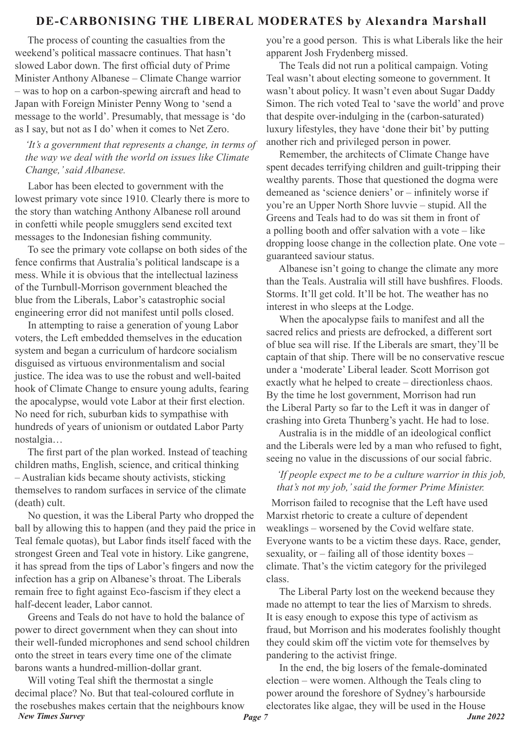## DE-CARBONISING THE LIBERAL MODERATES by Alexandra Marshall

The process of counting the casualties from the weekend's political massacre continues. That hasn't slowed Labor down. The first official duty of Prime Minister Anthony Albanese – Climate Change warrior – was to hop on a carbon-spewing aircraft and head to Japan with Foreign Minister Penny Wong to 'send a message to the world'. Presumably, that message is 'do as I say, but not as I do' when it comes to Net Zero.

*'It's a government that represents a change, in terms of the way we deal with the world on issues like Climate Change,' said Albanese.*

Labor has been elected to government with the lowest primary vote since 1910. Clearly there is more to the story than watching Anthony Albanese roll around in confetti while people smugglers send excited text messages to the Indonesian fishing community.

To see the primary vote collapse on both sides of the fence confirms that Australia's political landscape is a mess. While it is obvious that the intellectual laziness of the Turnbull-Morrison government bleached the blue from the Liberals, Labor's catastrophic social engineering error did not manifest until polls closed.

In attempting to raise a generation of young Labor voters, the Left embedded themselves in the education system and began a curriculum of hardcore socialism disguised as virtuous environmentalism and social justice. The idea was to use the robust and well-baited hook of Climate Change to ensure young adults, fearing the apocalypse, would vote Labor at their first election. No need for rich, suburban kids to sympathise with hundreds of years of unionism or outdated Labor Party nostalgia…

The first part of the plan worked. Instead of teaching children maths, English, science, and critical thinking – Australian kids became shouty activists, sticking themselves to random surfaces in service of the climate (death) cult.

No question, it was the Liberal Party who dropped the ball by allowing this to happen (and they paid the price in Teal female quotas), but Labor finds itself faced with the strongest Green and Teal vote in history. Like gangrene, it has spread from the tips of Labor's fingers and now the infection has a grip on Albanese's throat. The Liberals remain free to fight against Eco-fascism if they elect a half-decent leader, Labor cannot.

Greens and Teals do not have to hold the balance of power to direct government when they can shout into their well-funded microphones and send school children onto the street in tears every time one of the climate barons wants a hundred-million-dollar grant.

Will voting Teal shift the thermostat a single decimal place? No. But that teal-coloured corflute in the rosebushes makes certain that the neighbours know you're a good person. This is what Liberals like the heir apparent Josh Frydenberg missed.

The Teals did not run a political campaign. Voting Teal wasn't about electing someone to government. It wasn't about policy. It wasn't even about Sugar Daddy Simon. The rich voted Teal to 'save the world' and prove that despite over-indulging in the (carbon-saturated) luxury lifestyles, they have 'done their bit' by putting another rich and privileged person in power.

Remember, the architects of Climate Change have spent decades terrifying children and guilt-tripping their wealthy parents. Those that questioned the dogma were demeaned as 'science deniers' or – infinitely worse if you're an Upper North Shore luvvie – stupid. All the Greens and Teals had to do was sit them in front of a polling booth and offer salvation with a vote – like dropping loose change in the collection plate. One vote – guaranteed saviour status.

Albanese isn't going to change the climate any more than the Teals. Australia will still have bushfires. Floods. Storms. It'll get cold. It'll be hot. The weather has no interest in who sleeps at the Lodge.

When the apocalypse fails to manifest and all the sacred relics and priests are defrocked, a different sort of blue sea will rise. If the Liberals are smart, they'll be captain of that ship. There will be no conservative rescue under a 'moderate' Liberal leader. Scott Morrison got exactly what he helped to create – directionless chaos. By the time he lost government, Morrison had run the Liberal Party so far to the Left it was in danger of crashing into Greta Thunberg's yacht. He had to lose.

Australia is in the middle of an ideological conflict and the Liberals were led by a man who refused to fight, seeing no value in the discussions of our social fabric.

*'If people expect me to be a culture warrior in this job, that's not my job,' said the former Prime Minister.*

Morrison failed to recognise that the Left have used Marxist rhetoric to create a culture of dependent weaklings – worsened by the Covid welfare state. Everyone wants to be a victim these days. Race, gender, sexuality, or – failing all of those identity boxes – climate. That's the victim category for the privileged class.

The Liberal Party lost on the weekend because they made no attempt to tear the lies of Marxism to shreds. It is easy enough to expose this type of activism as fraud, but Morrison and his moderates foolishly thought they could skim off the victim vote for themselves by pandering to the activist fringe.

In the end, the big losers of the female-dominated election – were women. Although the Teals cling to power around the foreshore of Sydney's harbourside electorates like algae, they will be used in the House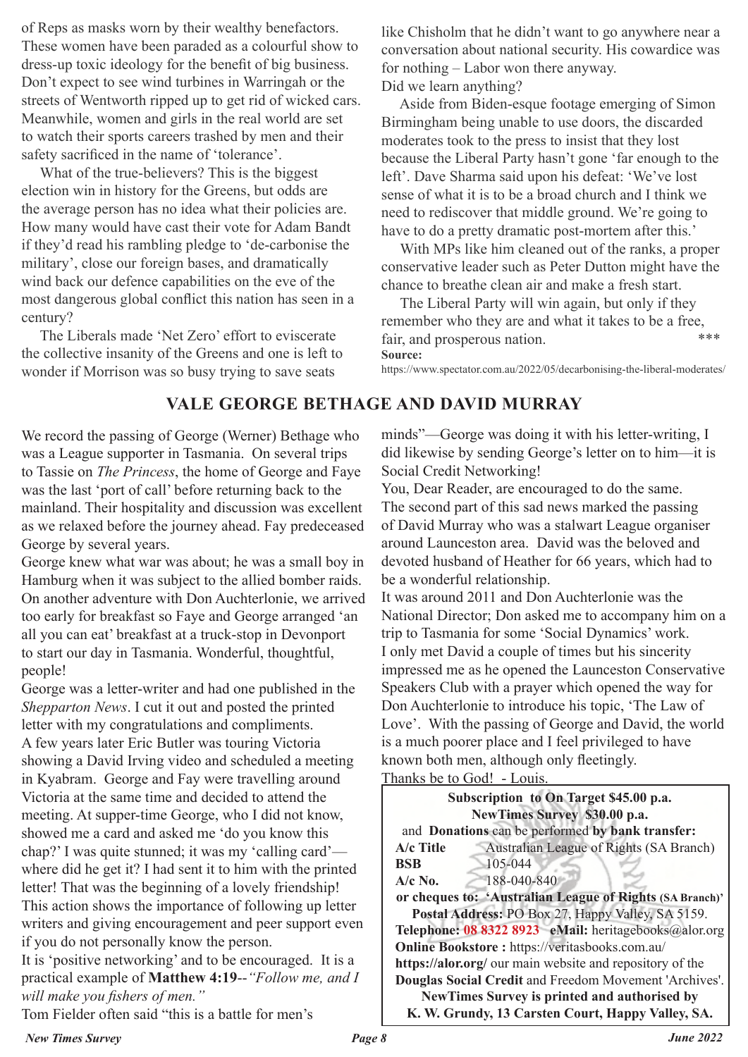of Reps as masks worn by their wealthy benefactors. These women have been paraded as a colourful show to dress-up toxic ideology for the benefit of big business. Don't expect to see wind turbines in Warringah or the streets of Wentworth ripped up to get rid of wicked cars. Meanwhile, women and girls in the real world are set to watch their sports careers trashed by men and their safety sacrificed in the name of 'tolerance'.

What of the true-believers? This is the biggest election win in history for the Greens, but odds are the average person has no idea what their policies are. How many would have cast their vote for Adam Bandt if they'd read his rambling pledge to 'de-carbonise the military', close our foreign bases, and dramatically wind back our defence capabilities on the eve of the most dangerous global conflict this nation has seen in a century?

The Liberals made 'Net Zero' effort to eviscerate the collective insanity of the Greens and one is left to wonder if Morrison was so busy trying to save seats like Chisholm that he didn't want to go anywhere near a conversation about national security. His cowardice was for nothing – Labor won there anyway.

Did we learn anything?

Aside from Biden-esque footage emerging of Simon Birmingham being unable to use doors, the discarded moderates took to the press to insist that they lost because the Liberal Party hasn't gone 'far enough to the left'. Dave Sharma said upon his defeat: 'We've lost sense of what it is to be a broad church and I think we need to rediscover that middle ground. We're going to have to do a pretty dramatic post-mortem after this.'

With MPs like him cleaned out of the ranks, a proper conservative leader such as Peter Dutton might have the chance to breathe clean air and make a fresh start.

The Liberal Party will win again, but only if they remember who they are and what it takes to be a free, fair, and prosperous nation. ***

**Source:**
https://www.spectator.com.au/2022/05/decarbonising-the-liberal-moderates/

## VALE GEORGE BETHAGE AND DAVID MURRAY

We record the passing of George (Werner) Bethage who was a League supporter in Tasmania. On several trips to Tassie on *The Princess*, the home of George and Faye was the last 'port of call' before returning back to the mainland. Their hospitality and discussion was excellent as we relaxed before the journey ahead. Fay predeceased George by several years.

George knew what war was about; he was a small boy in Hamburg when it was subject to the allied bomber raids. On another adventure with Don Auchterlonie, we arrived too early for breakfast so Faye and George arranged 'an all you can eat' breakfast at a truck-stop in Devonport to start our day in Tasmania. Wonderful, thoughtful, people!

George was a letter-writer and had one published in the *Shepparton News*. I cut it out and posted the printed letter with my congratulations and compliments.

A few years later Eric Butler was touring Victoria showing a David Irving video and scheduled a meeting in Kyabram. George and Fay were travelling around Victoria at the same time and decided to attend the meeting. At supper-time George, who I did not know, showed me a card and asked me 'do you know this chap?' I was quite stunned; it was my 'calling card'—where did he get it? I had sent it to him with the printed letter! That was the beginning of a lovely friendship!

This action shows the importance of following up letter writers and giving encouragement and peer support even if you do not personally know the person.

It is 'positive networking' and to be encouraged. It is a practical example of **Matthew 4:19**--*"Follow me, and I will make you fishers of men."*

Tom Fielder often said "this is a battle for men's minds"—George was doing it with his letter-writing, I did likewise by sending George's letter on to him—it is Social Credit Networking!

You, Dear Reader, are encouraged to do the same.

The second part of this sad news marked the passing of David Murray who was a stalwart League organiser around Launceston area. David was the beloved and devoted husband of Heather for 66 years, which had to be a wonderful relationship.

It was around 2011 and Don Auchterlonie was the National Director; Don asked me to accompany him on a trip to Tasmania for some 'Social Dynamics' work.

I only met David a couple of times but his sincerity impressed me as he opened the Launceston Conservative Speakers Club with a prayer which opened the way for Don Auchterlonie to introduce his topic, 'The Law of Love'. With the passing of George and David, the world is a much poorer place and I feel privileged to have known both men, although only fleetingly.

Thanks be to God! - Louis.

---

**Subscription to On Target $45.00 p.a.**
**NewTimes Survey $30.00 p.a.**
and **Donations** can be performed **by bank transfer:**

| | |
|---|---|
| **A/c Title** | Australian League of Rights (SA Branch) |
| **BSB** | 105-044 |
| **A/c No.** | 188-040-840 |

**or cheques to: 'Australian League of Rights (SA Branch)'**
**Postal Address:** PO Box 27, Happy Valley, SA 5159.
**Telephone:** 08 8322 8923 **eMail:** heritagebooks@alor.org
**Online Bookstore :** https://veritasbooks.com.au/
**https://alor.org/** our main website and repository of the **Douglas Social Credit** and Freedom Movement 'Archives'.
**NewTimes Survey is printed and authorised by K. W. Grundy, 13 Carsten Court, Happy Valley, SA.**